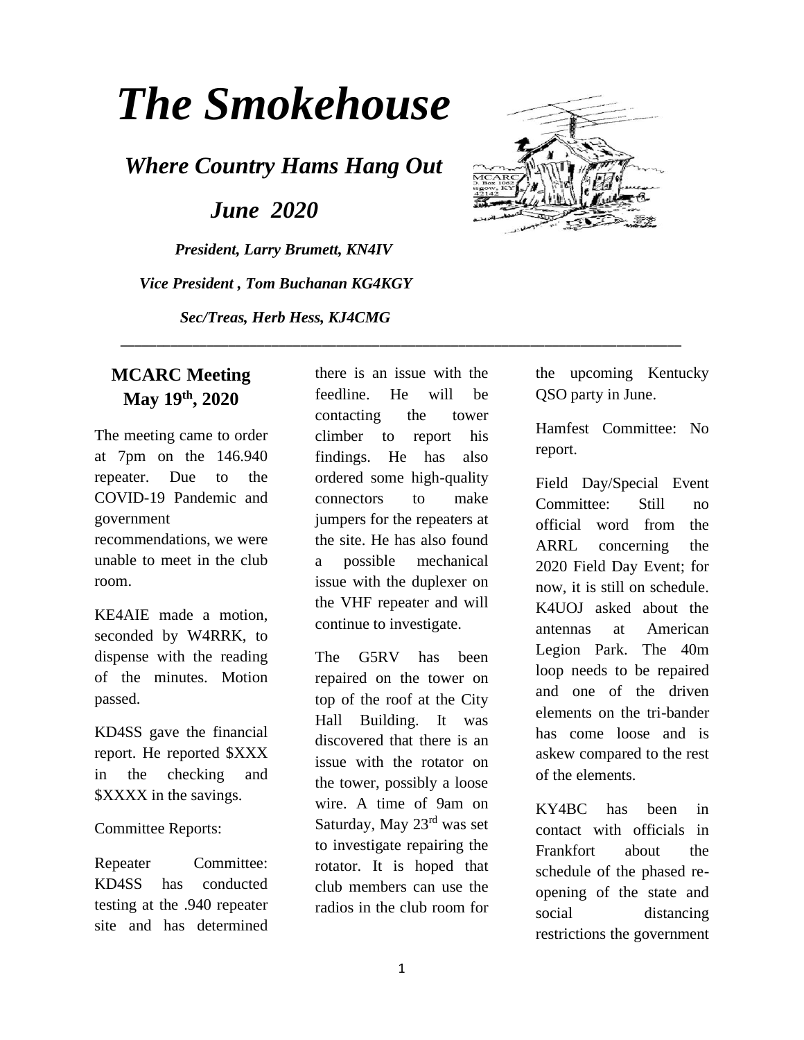# *The Smokehouse*

## *Where Country Hams Hang Out*

### *June 2020*

***President, Larry Brumett, KN4IV***

***Vice President , Tom Buchanan KG4KGY***

***Sec/Treas, Herb Hess, KJ4CMG***

---

## MCARC Meeting May 19th, 2020

The meeting came to order at 7pm on the 146.940 repeater. Due to the COVID-19 Pandemic and government recommendations, we were unable to meet in the club room.

KE4AIE made a motion, seconded by W4RRK, to dispense with the reading of the minutes. Motion passed.

KD4SS gave the financial report. He reported $XXX in the checking and $XXXX in the savings.

Committee Reports:

Repeater Committee: KD4SS has conducted testing at the .940 repeater site and has determined there is an issue with the feedline. He will be contacting the tower climber to report his findings. He has also ordered some high-quality connectors to make jumpers for the repeaters at the site. He has also found a possible mechanical issue with the duplexer on the VHF repeater and will continue to investigate.

The G5RV has been repaired on the tower on top of the roof at the City Hall Building. It was discovered that there is an issue with the rotator on the tower, possibly a loose wire. A time of 9am on Saturday, May 23rd was set to investigate repairing the rotator. It is hoped that club members can use the radios in the club room for the upcoming Kentucky QSO party in June.

Hamfest Committee: No report.

Field Day/Special Event Committee: Still no official word from the ARRL concerning the 2020 Field Day Event; for now, it is still on schedule. K4UOJ asked about the antennas at American Legion Park. The 40m loop needs to be repaired and one of the driven elements on the tri-bander has come loose and is askew compared to the rest of the elements.

KY4BC has been in contact with officials in Frankfort about the schedule of the phased re-opening of the state and social distancing restrictions the government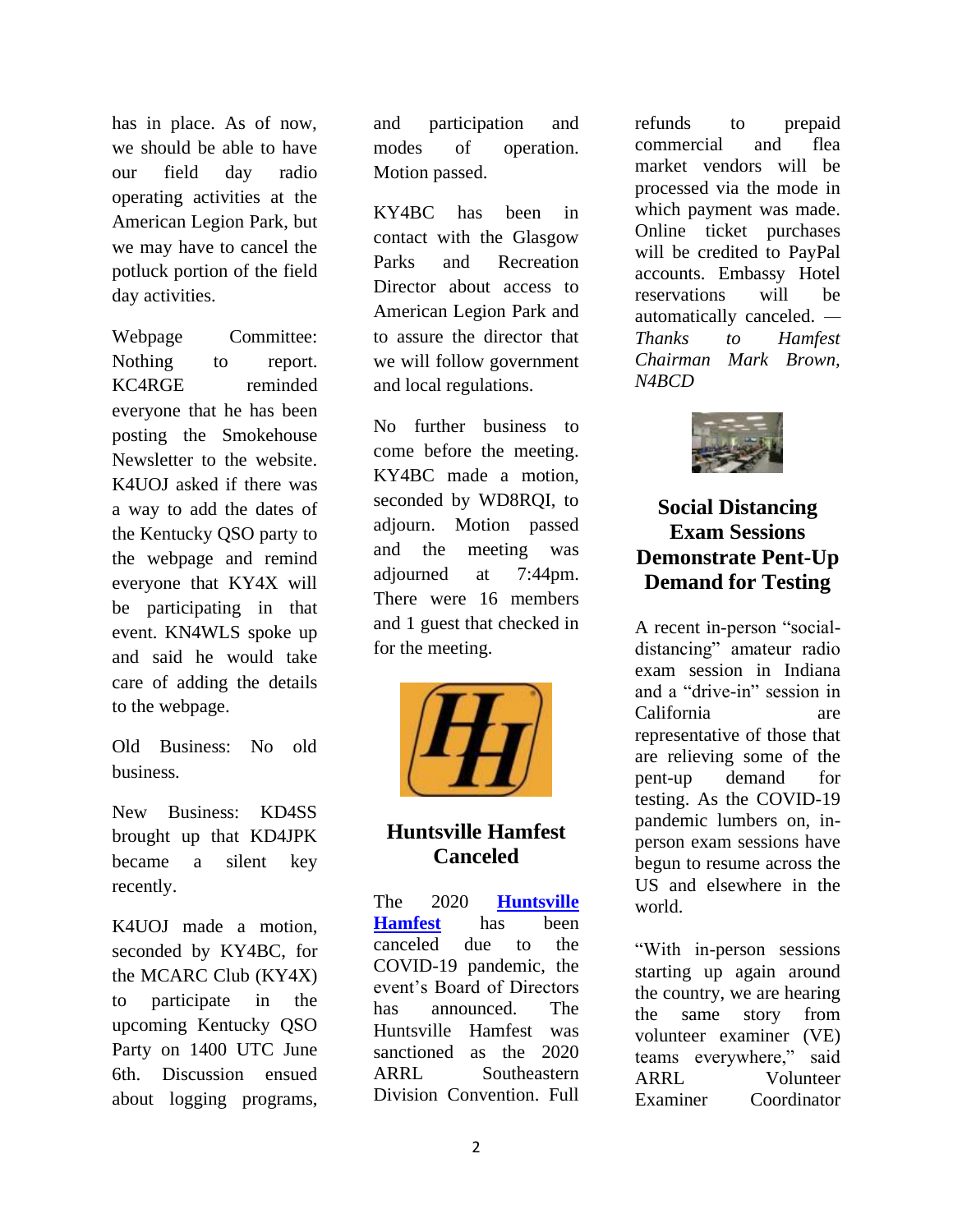has in place. As of now, we should be able to have our field day radio operating activities at the American Legion Park, but we may have to cancel the potluck portion of the field day activities.

Webpage Committee: Nothing to report. KC4RGE reminded everyone that he has been posting the Smokehouse Newsletter to the website. K4UOJ asked if there was a way to add the dates of the Kentucky QSO party to the webpage and remind everyone that KY4X will be participating in that event. KN4WLS spoke up and said he would take care of adding the details to the webpage.

Old Business: No old business.

New Business: KD4SS brought up that KD4JPK became a silent key recently.

K4UOJ made a motion, seconded by KY4BC, for the MCARC Club (KY4X) to participate in the upcoming Kentucky QSO Party on 1400 UTC June 6th. Discussion ensued about logging programs, and participation and modes of operation. Motion passed.

KY4BC has been in contact with the Glasgow Parks and Recreation Director about access to American Legion Park and to assure the director that we will follow government and local regulations.

No further business to come before the meeting. KY4BC made a motion, seconded by WD8RQI, to adjourn. Motion passed and the meeting was adjourned at 7:44pm. There were 16 members and 1 guest that checked in for the meeting.

## Huntsville Hamfest Canceled

The 2020 **Huntsville Hamfest** has been canceled due to the COVID-19 pandemic, the event's Board of Directors has announced. The Huntsville Hamfest was sanctioned as the 2020 ARRL Southeastern Division Convention. Full refunds to prepaid commercial and flea market vendors will be processed via the mode in which payment was made. Online ticket purchases will be credited to PayPal accounts. Embassy Hotel reservations will be automatically canceled. — *Thanks to Hamfest Chairman Mark Brown, N4BCD*

## Social Distancing Exam Sessions Demonstrate Pent-Up Demand for Testing

A recent in-person "social-distancing" amateur radio exam session in Indiana and a "drive-in" session in California are representative of those that are relieving some of the pent-up demand for testing. As the COVID-19 pandemic lumbers on, in-person exam sessions have begun to resume across the US and elsewhere in the world.

"With in-person sessions starting up again around the country, we are hearing the same story from volunteer examiner (VE) teams everywhere," said ARRL Volunteer Examiner Coordinator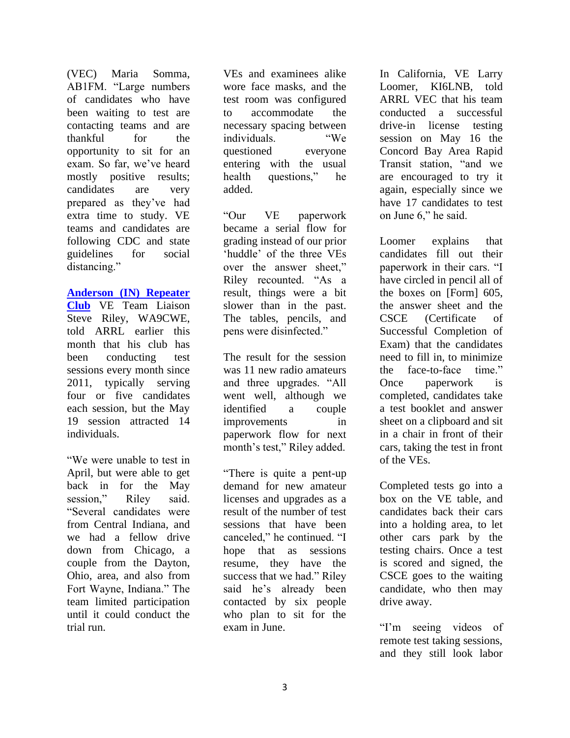(VEC) Maria Somma, AB1FM. "Large numbers of candidates who have been waiting to test are contacting teams and are thankful for the opportunity to sit for an exam. So far, we've heard mostly positive results; candidates are very prepared as they've had extra time to study. VE teams and candidates are following CDC and state guidelines for social distancing."

**Anderson (IN) Repeater Club** VE Team Liaison Steve Riley, WA9CWE, told ARRL earlier this month that his club has been conducting test sessions every month since 2011, typically serving four or five candidates each session, but the May 19 session attracted 14 individuals.

"We were unable to test in April, but were able to get back in for the May session," Riley said. "Several candidates were from Central Indiana, and we had a fellow drive down from Chicago, a couple from the Dayton, Ohio, area, and also from Fort Wayne, Indiana." The team limited participation until it could conduct the trial run.

VEs and examinees alike wore face masks, and the test room was configured to accommodate the necessary spacing between individuals. "We questioned everyone entering with the usual health questions," he added.

"Our VE paperwork became a serial flow for grading instead of our prior 'huddle' of the three VEs over the answer sheet," Riley recounted. "As a result, things were a bit slower than in the past. The tables, pencils, and pens were disinfected."

The result for the session was 11 new radio amateurs and three upgrades. "All went well, although we identified a couple improvements in paperwork flow for next month's test," Riley added.

"There is quite a pent-up demand for new amateur licenses and upgrades as a result of the number of test sessions that have been canceled," he continued. "I hope that as sessions resume, they have the success that we had." Riley said he's already been contacted by six people who plan to sit for the exam in June.

In California, VE Larry Loomer, KI6LNB, told ARRL VEC that his team conducted a successful drive-in license testing session on May 16 the Concord Bay Area Rapid Transit station, "and we are encouraged to try it again, especially since we have 17 candidates to test on June 6," he said.

Loomer explains that candidates fill out their paperwork in their cars. "I have circled in pencil all of the boxes on [Form] 605, the answer sheet, and the CSCE (Certificate of Successful Completion of Exam) that the candidates need to fill in, to minimize the face-to-face time." Once paperwork is completed, candidates take a test booklet and answer sheet on a clipboard and sit in a chair in front of their cars, taking the test in front of the VEs.

Completed tests go into a box on the VE table, and candidates back their cars into a holding area, to let other cars park by the testing chairs. Once a test is scored and signed, the CSCE goes to the waiting candidate, who then may drive away.

"I'm seeing videos of remote test taking sessions, and they still look labor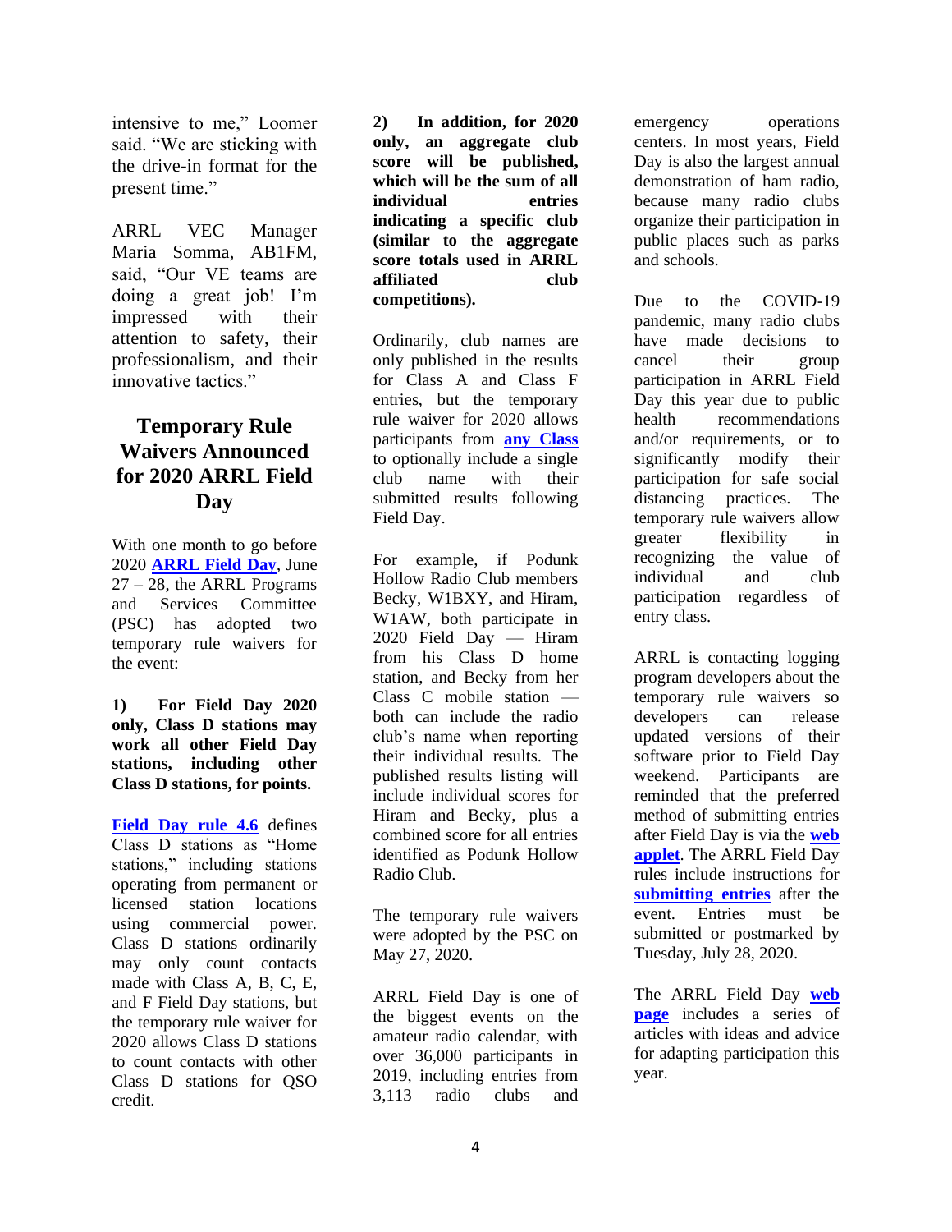intensive to me," Loomer said. "We are sticking with the drive-in format for the present time."

ARRL VEC Manager Maria Somma, AB1FM, said, "Our VE teams are doing a great job! I'm impressed with their attention to safety, their professionalism, and their innovative tactics."

## Temporary Rule Waivers Announced for 2020 ARRL Field Day

With one month to go before 2020 **ARRL Field Day**, June 27 – 28, the ARRL Programs and Services Committee (PSC) has adopted two temporary rule waivers for the event:

**1) For Field Day 2020 only, Class D stations may work all other Field Day stations, including other Class D stations, for points.**

**Field Day rule 4.6** defines Class D stations as "Home stations," including stations operating from permanent or licensed station locations using commercial power. Class D stations ordinarily may only count contacts made with Class A, B, C, E, and F Field Day stations, but the temporary rule waiver for 2020 allows Class D stations to count contacts with other Class D stations for QSO credit.

**2) In addition, for 2020 only, an aggregate club score will be published, which will be the sum of all individual entries indicating a specific club (similar to the aggregate score totals used in ARRL affiliated club competitions).**

Ordinarily, club names are only published in the results for Class A and Class F entries, but the temporary rule waiver for 2020 allows participants from **any Class** to optionally include a single club name with their submitted results following Field Day.

For example, if Podunk Hollow Radio Club members Becky, W1BXY, and Hiram, W1AW, both participate in 2020 Field Day — Hiram from his Class D home station, and Becky from her Class C mobile station — both can include the radio club's name when reporting their individual results. The published results listing will include individual scores for Hiram and Becky, plus a combined score for all entries identified as Podunk Hollow Radio Club.

The temporary rule waivers were adopted by the PSC on May 27, 2020.

ARRL Field Day is one of the biggest events on the amateur radio calendar, with over 36,000 participants in 2019, including entries from 3,113 radio clubs and emergency operations centers. In most years, Field Day is also the largest annual demonstration of ham radio, because many radio clubs organize their participation in public places such as parks and schools.

Due to the COVID-19 pandemic, many radio clubs have made decisions to cancel their group participation in ARRL Field Day this year due to public health recommendations and/or requirements, or to significantly modify their participation for safe social distancing practices. The temporary rule waivers allow greater flexibility in recognizing the value of individual and club participation regardless of entry class.

ARRL is contacting logging program developers about the temporary rule waivers so developers can release updated versions of their software prior to Field Day weekend. Participants are reminded that the preferred method of submitting entries after Field Day is via the **web applet**. The ARRL Field Day rules include instructions for **submitting entries** after the event. Entries must be submitted or postmarked by Tuesday, July 28, 2020.

The ARRL Field Day **web page** includes a series of articles with ideas and advice for adapting participation this year.